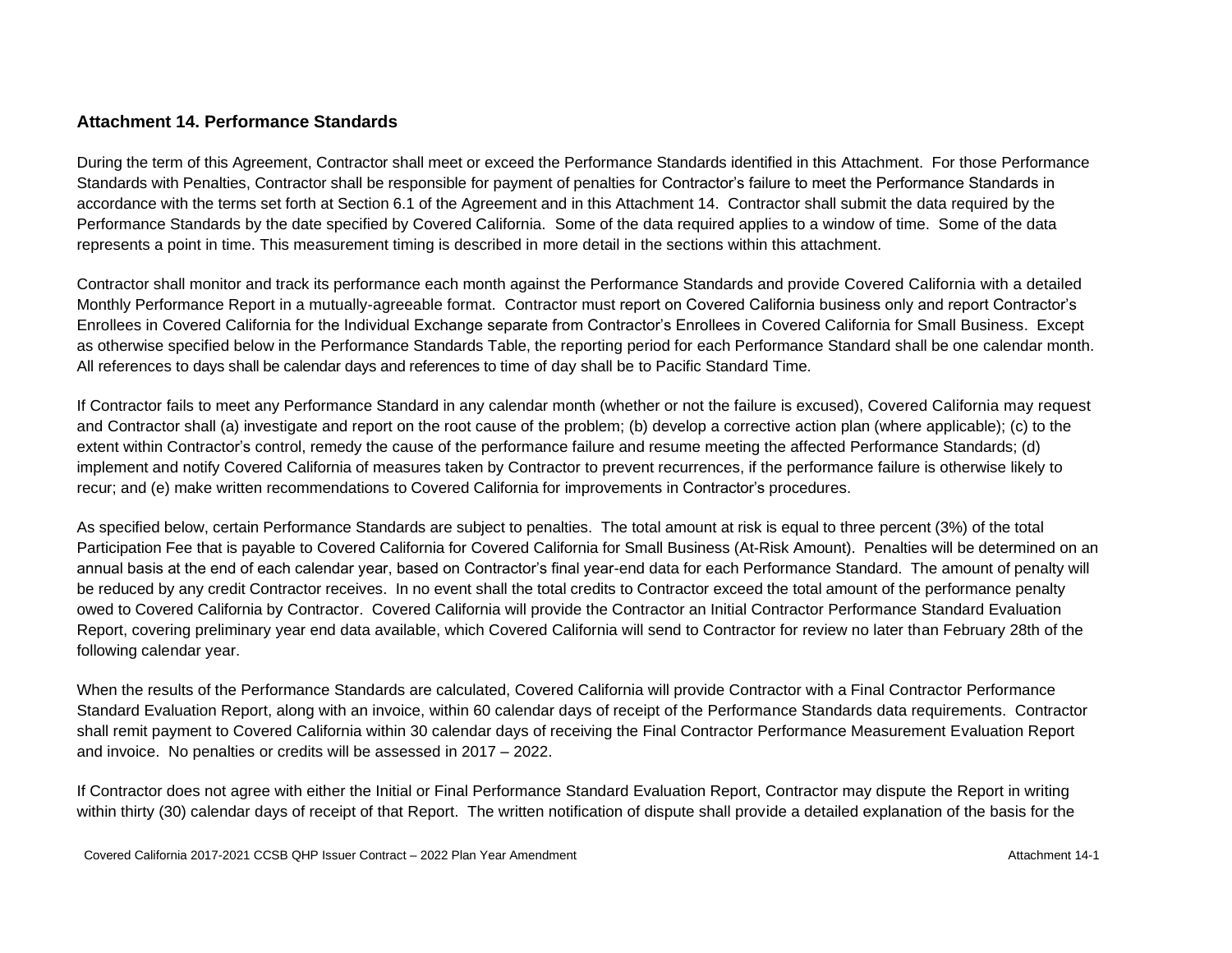## Attachment 14. Performance Standards

During the term of this Agreement, Contractor shall meet or exceed the Performance Standards identified in this Attachment. For those Performance Standards with Penalties, Contractor shall be responsible for payment of penalties for Contractor's failure to meet the Performance Standards in accordance with the terms set forth at Section 6.1 of the Agreement and in this Attachment 14. Contractor shall submit the data required by the Performance Standards by the date specified by Covered California. Some of the data required applies to a window of time. Some of the data represents a point in time. This measurement timing is described in more detail in the sections within this attachment.

Contractor shall monitor and track its performance each month against the Performance Standards and provide Covered California with a detailed Monthly Performance Report in a mutually-agreeable format. Contractor must report on Covered California business only and report Contractor's Enrollees in Covered California for the Individual Exchange separate from Contractor's Enrollees in Covered California for Small Business. Except as otherwise specified below in the Performance Standards Table, the reporting period for each Performance Standard shall be one calendar month. All references to days shall be calendar days and references to time of day shall be to Pacific Standard Time.

If Contractor fails to meet any Performance Standard in any calendar month (whether or not the failure is excused), Covered California may request and Contractor shall (a) investigate and report on the root cause of the problem; (b) develop a corrective action plan (where applicable); (c) to the extent within Contractor's control, remedy the cause of the performance failure and resume meeting the affected Performance Standards; (d) implement and notify Covered California of measures taken by Contractor to prevent recurrences, if the performance failure is otherwise likely to recur; and (e) make written recommendations to Covered California for improvements in Contractor's procedures.

As specified below, certain Performance Standards are subject to penalties. The total amount at risk is equal to three percent (3%) of the total Participation Fee that is payable to Covered California for Covered California for Small Business (At-Risk Amount). Penalties will be determined on an annual basis at the end of each calendar year, based on Contractor's final year-end data for each Performance Standard. The amount of penalty will be reduced by any credit Contractor receives. In no event shall the total credits to Contractor exceed the total amount of the performance penalty owed to Covered California by Contractor. Covered California will provide the Contractor an Initial Contractor Performance Standard Evaluation Report, covering preliminary year end data available, which Covered California will send to Contractor for review no later than February 28th of the following calendar year.

When the results of the Performance Standards are calculated, Covered California will provide Contractor with a Final Contractor Performance Standard Evaluation Report, along with an invoice, within 60 calendar days of receipt of the Performance Standards data requirements. Contractor shall remit payment to Covered California within 30 calendar days of receiving the Final Contractor Performance Measurement Evaluation Report and invoice. No penalties or credits will be assessed in 2017 – 2022.

If Contractor does not agree with either the Initial or Final Performance Standard Evaluation Report, Contractor may dispute the Report in writing within thirty (30) calendar days of receipt of that Report. The written notification of dispute shall provide a detailed explanation of the basis for the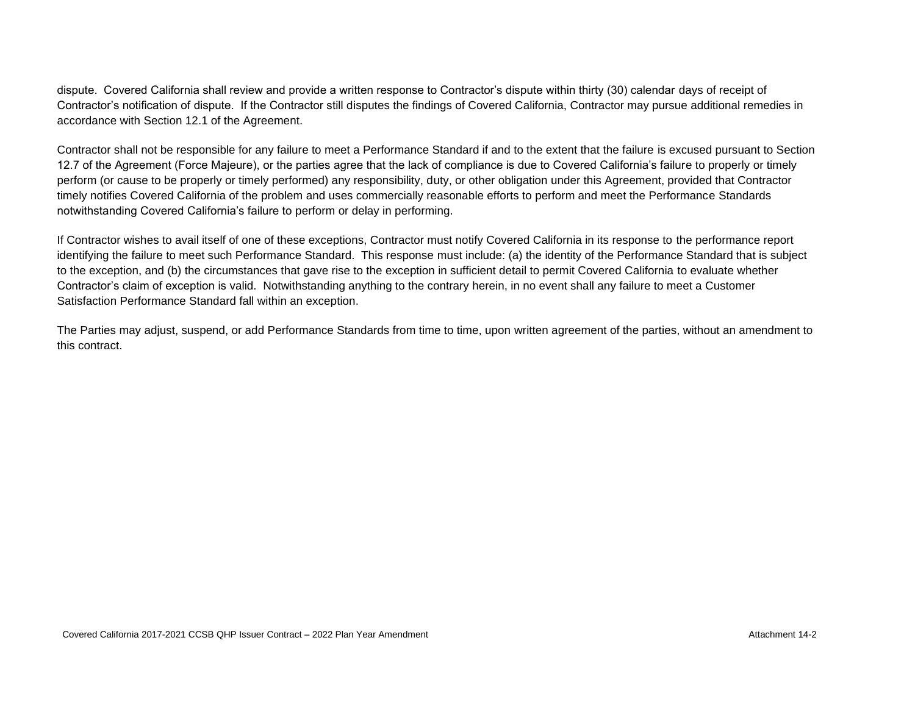dispute. Covered California shall review and provide a written response to Contractor's dispute within thirty (30) calendar days of receipt of Contractor's notification of dispute. If the Contractor still disputes the findings of Covered California, Contractor may pursue additional remedies in accordance with Section 12.1 of the Agreement.

Contractor shall not be responsible for any failure to meet a Performance Standard if and to the extent that the failure is excused pursuant to Section 12.7 of the Agreement (Force Majeure), or the parties agree that the lack of compliance is due to Covered California's failure to properly or timely perform (or cause to be properly or timely performed) any responsibility, duty, or other obligation under this Agreement, provided that Contractor timely notifies Covered California of the problem and uses commercially reasonable efforts to perform and meet the Performance Standards notwithstanding Covered California's failure to perform or delay in performing.

If Contractor wishes to avail itself of one of these exceptions, Contractor must notify Covered California in its response to the performance report identifying the failure to meet such Performance Standard. This response must include: (a) the identity of the Performance Standard that is subject to the exception, and (b) the circumstances that gave rise to the exception in sufficient detail to permit Covered California to evaluate whether Contractor's claim of exception is valid. Notwithstanding anything to the contrary herein, in no event shall any failure to meet a Customer Satisfaction Performance Standard fall within an exception.

The Parties may adjust, suspend, or add Performance Standards from time to time, upon written agreement of the parties, without an amendment to this contract.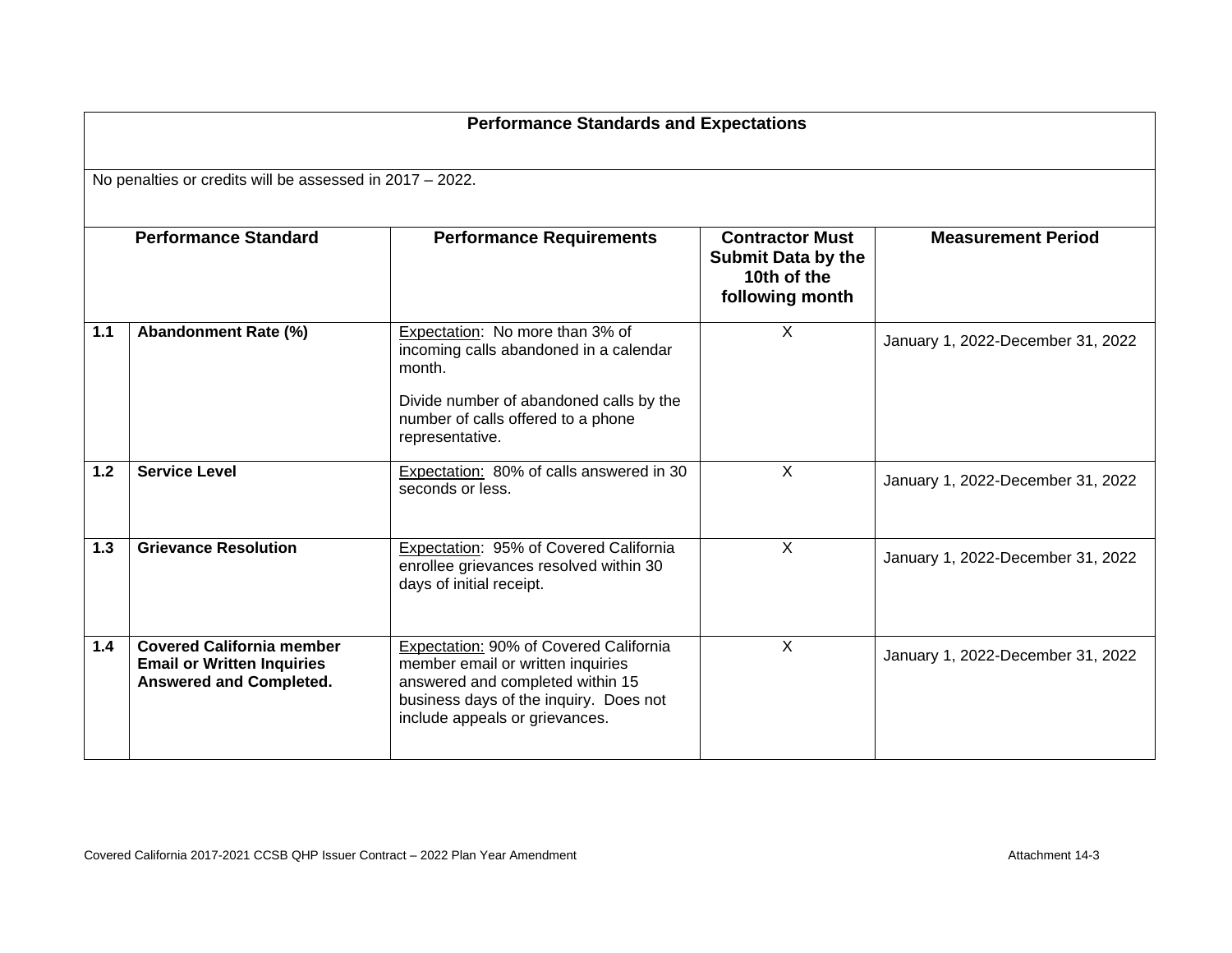## Performance Standards and Expectations

No penalties or credits will be assessed in 2017 – 2022.

| | Performance Standard | Performance Requirements | Contractor Must Submit Data by the 10th of the following month | Measurement Period |
|---|---|---|---|---|
| **1.1** | **Abandonment Rate (%)** | Expectation: No more than 3% of incoming calls abandoned in a calendar month.<br><br>Divide number of abandoned calls by the number of calls offered to a phone representative. | X | January 1, 2022-December 31, 2022 |
| **1.2** | **Service Level** | Expectation: 80% of calls answered in 30 seconds or less. | X | January 1, 2022-December 31, 2022 |
| **1.3** | **Grievance Resolution** | Expectation: 95% of Covered California enrollee grievances resolved within 30 days of initial receipt. | X | January 1, 2022-December 31, 2022 |
| **1.4** | **Covered California member Email or Written Inquiries Answered and Completed.** | Expectation: 90% of Covered California member email or written inquiries answered and completed within 15 business days of the inquiry. Does not include appeals or grievances. | X | January 1, 2022-December 31, 2022 |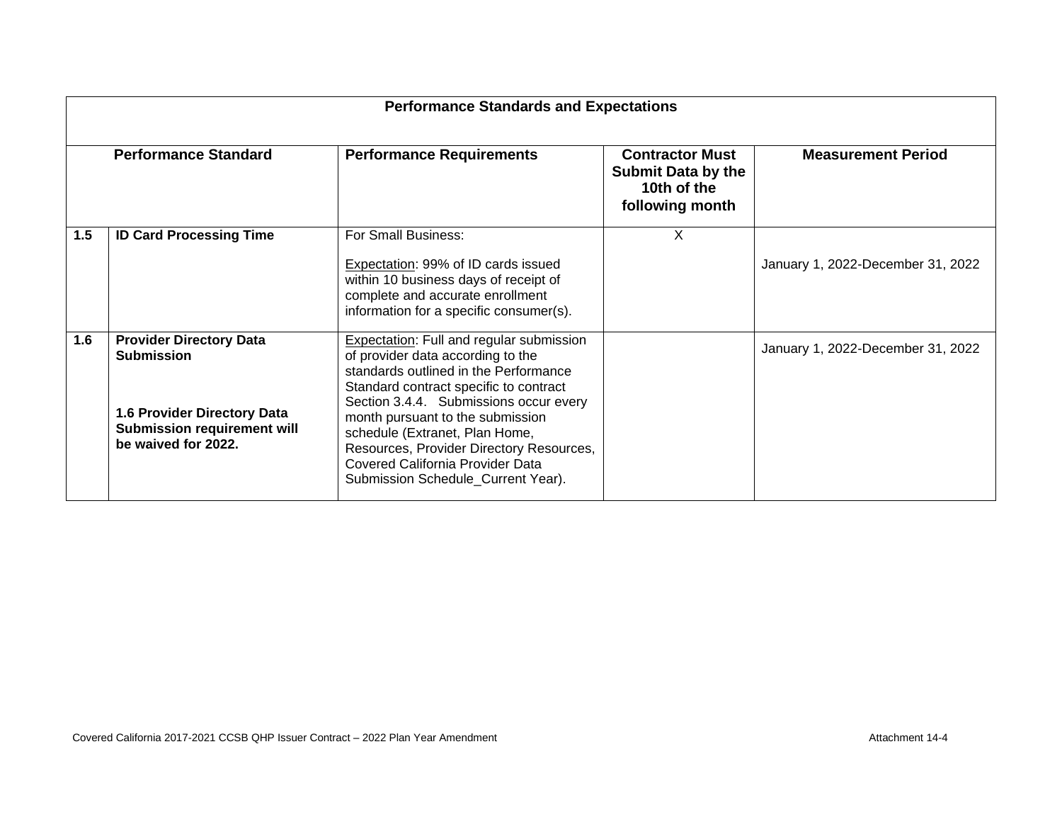| Performance Standards and Expectations | | | | |
|---|---|---|---|---|
| **Performance Standard** | | **Performance Requirements** | **Contractor Must Submit Data by the 10th of the following month** | **Measurement Period** |
| **1.5** | **ID Card Processing Time** | For Small Business:<br><br>Expectation: 99% of ID cards issued within 10 business days of receipt of complete and accurate enrollment information for a specific consumer(s). | X | January 1, 2022-December 31, 2022 |
| **1.6** | **Provider Directory Data Submission**<br><br>**1.6 Provider Directory Data Submission requirement will be waived for 2022.** | Expectation: Full and regular submission of provider data according to the standards outlined in the Performance Standard contract specific to contract Section 3.4.4. Submissions occur every month pursuant to the submission schedule (Extranet, Plan Home, Resources, Provider Directory Resources, Covered California Provider Data Submission Schedule_Current Year). | | January 1, 2022-December 31, 2022 |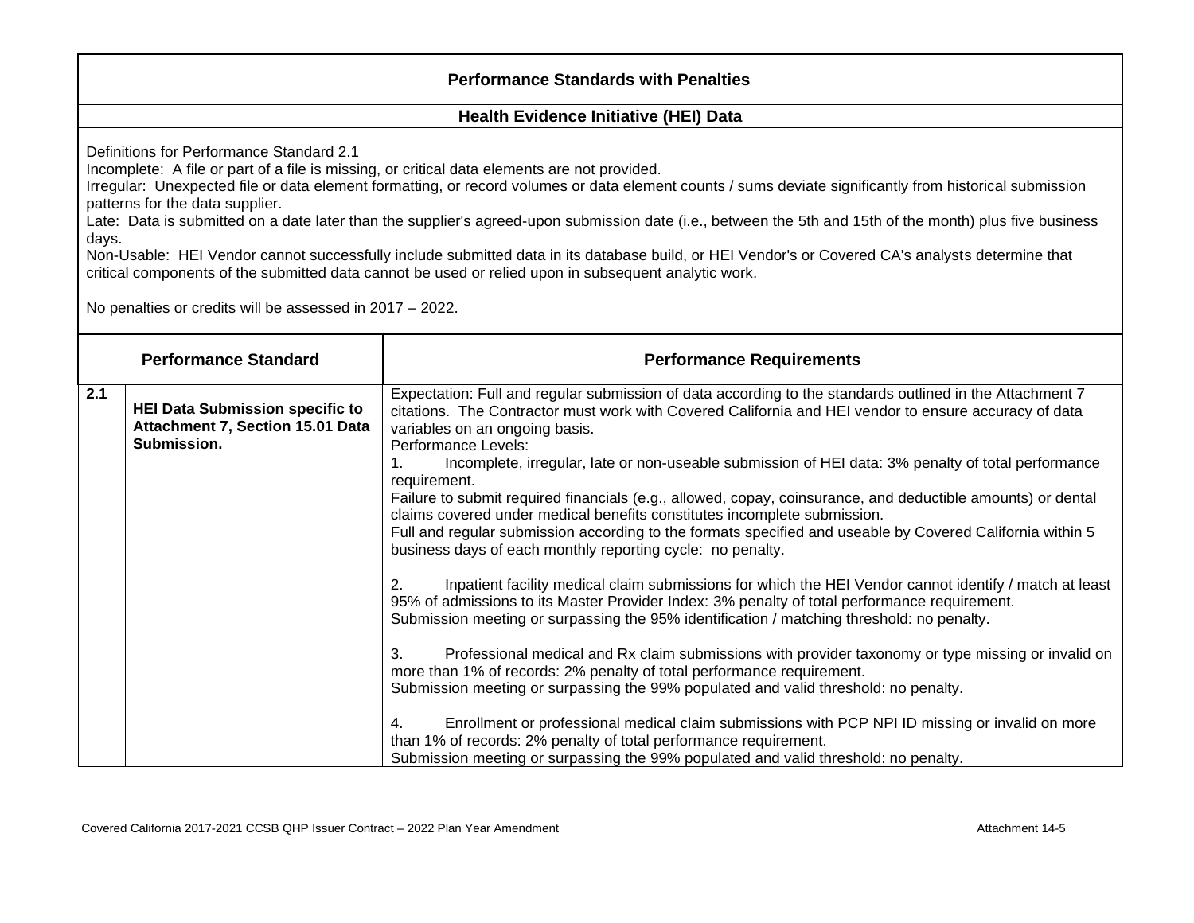## Performance Standards with Penalties

### Health Evidence Initiative (HEI) Data

Definitions for Performance Standard 2.1
Incomplete: A file or part of a file is missing, or critical data elements are not provided.
Irregular: Unexpected file or data element formatting, or record volumes or data element counts / sums deviate significantly from historical submission patterns for the data supplier.
Late: Data is submitted on a date later than the supplier's agreed-upon submission date (i.e., between the 5th and 15th of the month) plus five business days.
Non-Usable: HEI Vendor cannot successfully include submitted data in its database build, or HEI Vendor's or Covered CA's analysts determine that critical components of the submitted data cannot be used or relied upon in subsequent analytic work.

No penalties or credits will be assessed in 2017 – 2022.

| | Performance Standard | Performance Requirements |
|---|---|---|
| 2.1 | **HEI Data Submission specific to Attachment 7, Section 15.01 Data Submission.** | Expectation: Full and regular submission of data according to the standards outlined in the Attachment 7 citations. The Contractor must work with Covered California and HEI vendor to ensure accuracy of data variables on an ongoing basis.<br>Performance Levels:<br>1. Incomplete, irregular, late or non-useable submission of HEI data: 3% penalty of total performance requirement.<br>Failure to submit required financials (e.g., allowed, copay, coinsurance, and deductible amounts) or dental claims covered under medical benefits constitutes incomplete submission.<br>Full and regular submission according to the formats specified and useable by Covered California within 5 business days of each monthly reporting cycle: no penalty.<br><br>2. Inpatient facility medical claim submissions for which the HEI Vendor cannot identify / match at least 95% of admissions to its Master Provider Index: 3% penalty of total performance requirement.<br>Submission meeting or surpassing the 95% identification / matching threshold: no penalty.<br><br>3. Professional medical and Rx claim submissions with provider taxonomy or type missing or invalid on more than 1% of records: 2% penalty of total performance requirement.<br>Submission meeting or surpassing the 99% populated and valid threshold: no penalty.<br><br>4. Enrollment or professional medical claim submissions with PCP NPI ID missing or invalid on more than 1% of records: 2% penalty of total performance requirement.<br>Submission meeting or surpassing the 99% populated and valid threshold: no penalty. |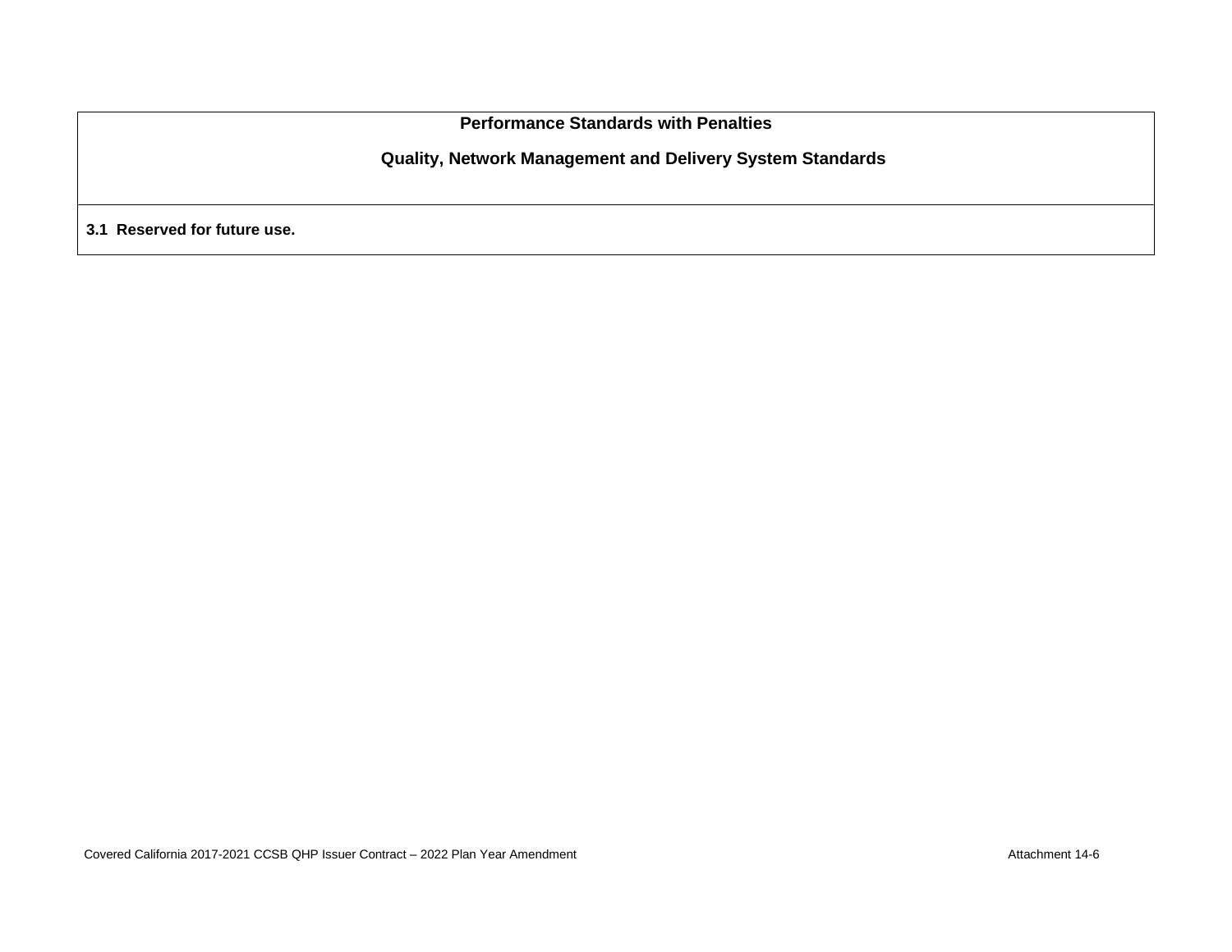| Performance Standards with Penalties<br><br>Quality, Network Management and Delivery System Standards |
|---|
| **3.1 Reserved for future use.** |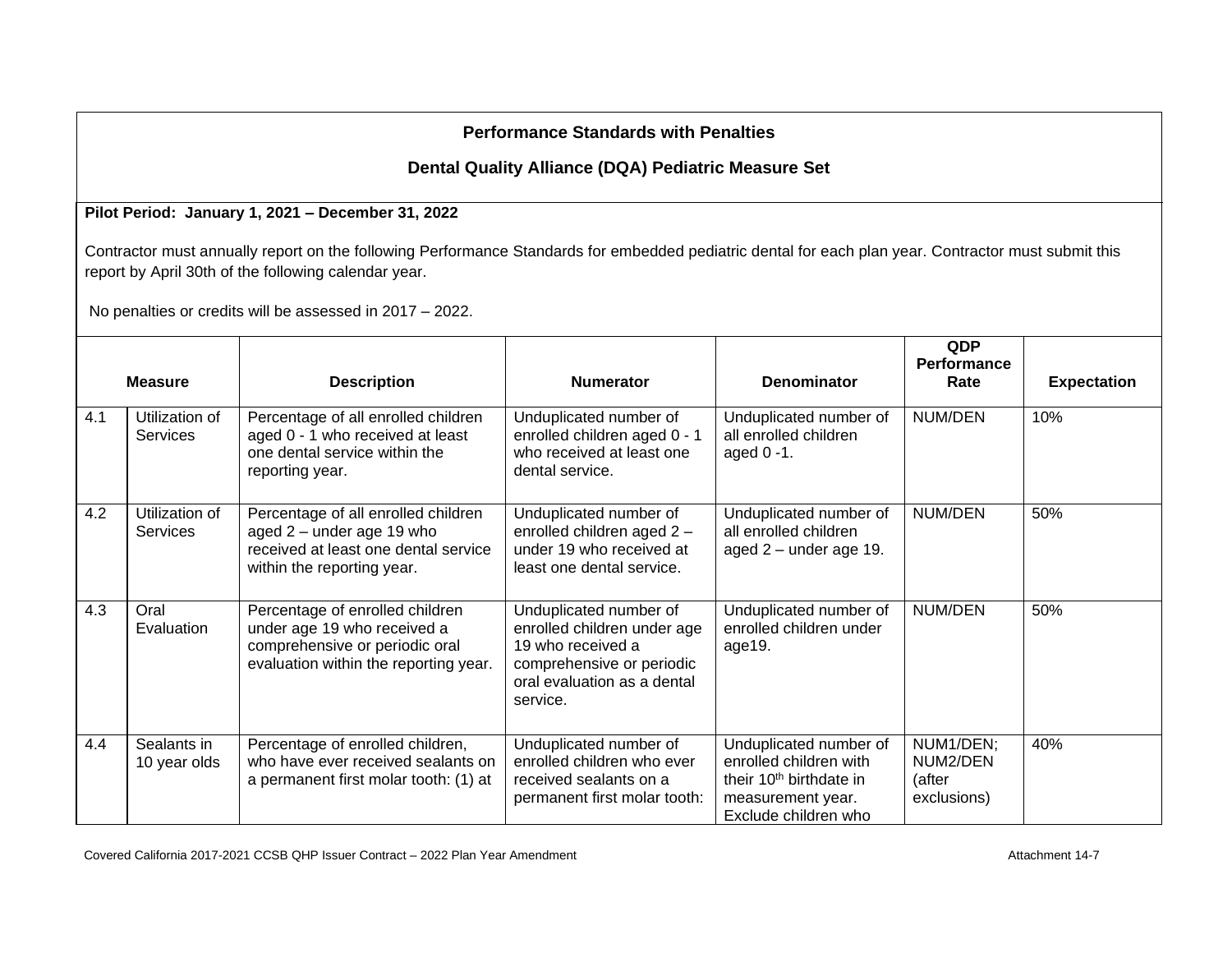**Performance Standards with Penalties**

**Dental Quality Alliance (DQA) Pediatric Measure Set**

**Pilot Period: January 1, 2021 – December 31, 2022**

Contractor must annually report on the following Performance Standards for embedded pediatric dental for each plan year. Contractor must submit this report by April 30th of the following calendar year.

No penalties or credits will be assessed in 2017 – 2022.

| Measure | | Description | Numerator | Denominator | QDP Performance Rate | Expectation |
|---|---|---|---|---|---|---|
| 4.1 | Utilization of Services | Percentage of all enrolled children aged 0 - 1 who received at least one dental service within the reporting year. | Unduplicated number of enrolled children aged 0 - 1 who received at least one dental service. | Unduplicated number of all enrolled children aged 0 -1. | NUM/DEN | 10% |
| 4.2 | Utilization of Services | Percentage of all enrolled children aged 2 – under age 19 who received at least one dental service within the reporting year. | Unduplicated number of enrolled children aged 2 – under 19 who received at least one dental service. | Unduplicated number of all enrolled children aged 2 – under age 19. | NUM/DEN | 50% |
| 4.3 | Oral Evaluation | Percentage of enrolled children under age 19 who received a comprehensive or periodic oral evaluation within the reporting year. | Unduplicated number of enrolled children under age 19 who received a comprehensive or periodic oral evaluation as a dental service. | Unduplicated number of enrolled children under age19. | NUM/DEN | 50% |
| 4.4 | Sealants in 10 year olds | Percentage of enrolled children, who have ever received sealants on a permanent first molar tooth: (1) at | Unduplicated number of enrolled children who ever received sealants on a permanent first molar tooth: | Unduplicated number of enrolled children with their 10th birthdate in measurement year. Exclude children who | NUM1/DEN; NUM2/DEN (after exclusions) | 40% |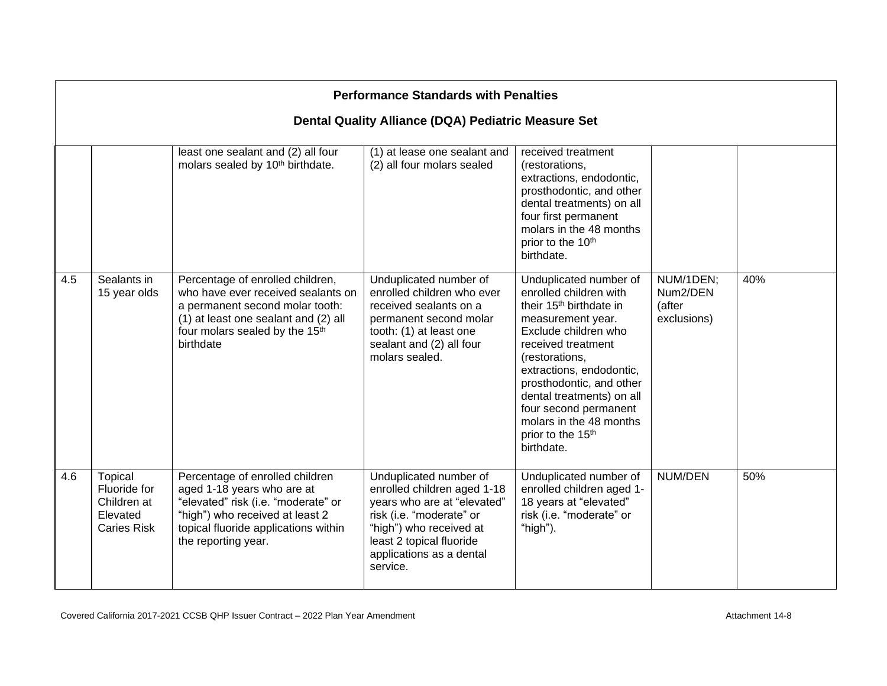## Performance Standards with Penalties

## Dental Quality Alliance (DQA) Pediatric Measure Set

| | | | | | | |
|---|---|---|---|---|---|---|
| | | least one sealant and (2) all four molars sealed by 10th birthdate. | (1) at lease one sealant and (2) all four molars sealed | received treatment (restorations, extractions, endodontic, prosthodontic, and other dental treatments) on all four first permanent molars in the 48 months prior to the 10th birthdate. | | |
| 4.5 | Sealants in 15 year olds | Percentage of enrolled children, who have ever received sealants on a permanent second molar tooth: (1) at least one sealant and (2) all four molars sealed by the 15th birthdate | Unduplicated number of enrolled children who ever received sealants on a permanent second molar tooth: (1) at least one sealant and (2) all four molars sealed. | Unduplicated number of enrolled children with their 15th birthdate in measurement year. Exclude children who received treatment (restorations, extractions, endodontic, prosthodontic, and other dental treatments) on all four second permanent molars in the 48 months prior to the 15th birthdate. | NUM/1DEN; Num2/DEN (after exclusions) | 40% |
| 4.6 | Topical Fluoride for Children at Elevated Caries Risk | Percentage of enrolled children aged 1-18 years who are at "elevated" risk (i.e. "moderate" or "high") who received at least 2 topical fluoride applications within the reporting year. | Unduplicated number of enrolled children aged 1-18 years who are at "elevated" risk (i.e. "moderate" or "high") who received at least 2 topical fluoride applications as a dental service. | Unduplicated number of enrolled children aged 1-18 years at "elevated" risk (i.e. "moderate" or "high"). | NUM/DEN | 50% |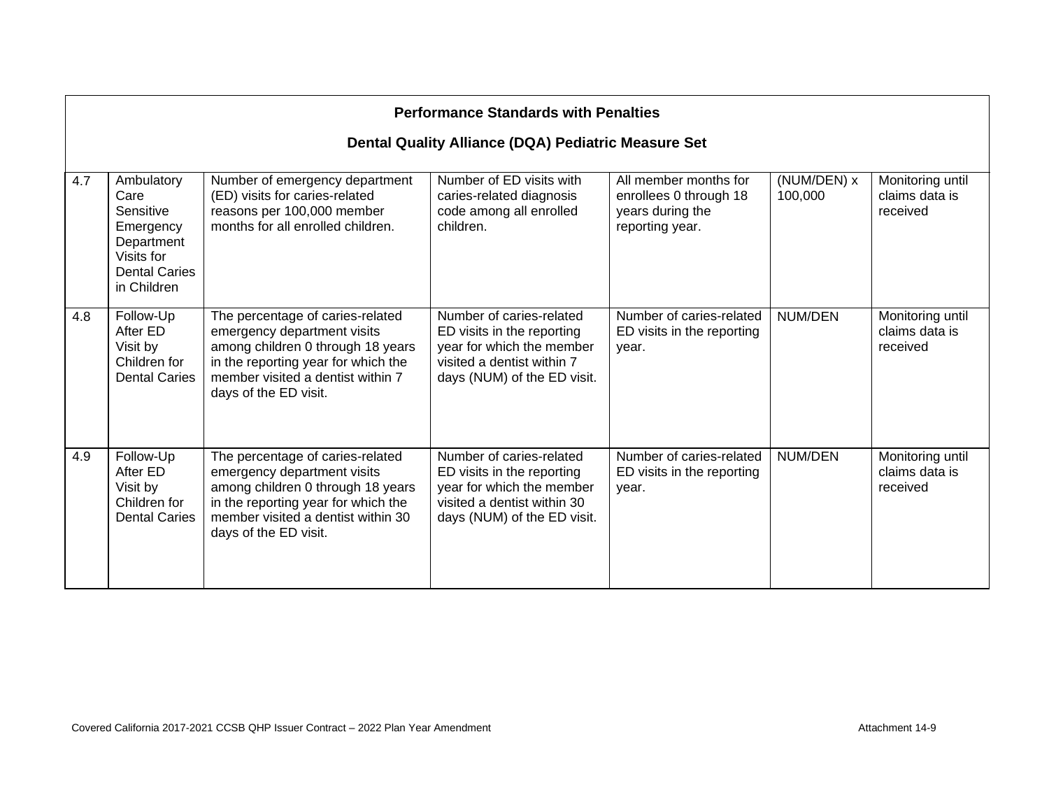## Performance Standards with Penalties

### Dental Quality Alliance (DQA) Pediatric Measure Set

| | | | | | | |
|---|---|---|---|---|---|---|
| 4.7 | Ambulatory Care Sensitive Emergency Department Visits for Dental Caries in Children | Number of emergency department (ED) visits for caries-related reasons per 100,000 member months for all enrolled children. | Number of ED visits with caries-related diagnosis code among all enrolled children. | All member months for enrollees 0 through 18 years during the reporting year. | (NUM/DEN) x 100,000 | Monitoring until claims data is received |
| 4.8 | Follow-Up After ED Visit by Children for Dental Caries | The percentage of caries-related emergency department visits among children 0 through 18 years in the reporting year for which the member visited a dentist within 7 days of the ED visit. | Number of caries-related ED visits in the reporting year for which the member visited a dentist within 7 days (NUM) of the ED visit. | Number of caries-related ED visits in the reporting year. | NUM/DEN | Monitoring until claims data is received |
| 4.9 | Follow-Up After ED Visit by Children for Dental Caries | The percentage of caries-related emergency department visits among children 0 through 18 years in the reporting year for which the member visited a dentist within 30 days of the ED visit. | Number of caries-related ED visits in the reporting year for which the member visited a dentist within 30 days (NUM) of the ED visit. | Number of caries-related ED visits in the reporting year. | NUM/DEN | Monitoring until claims data is received |